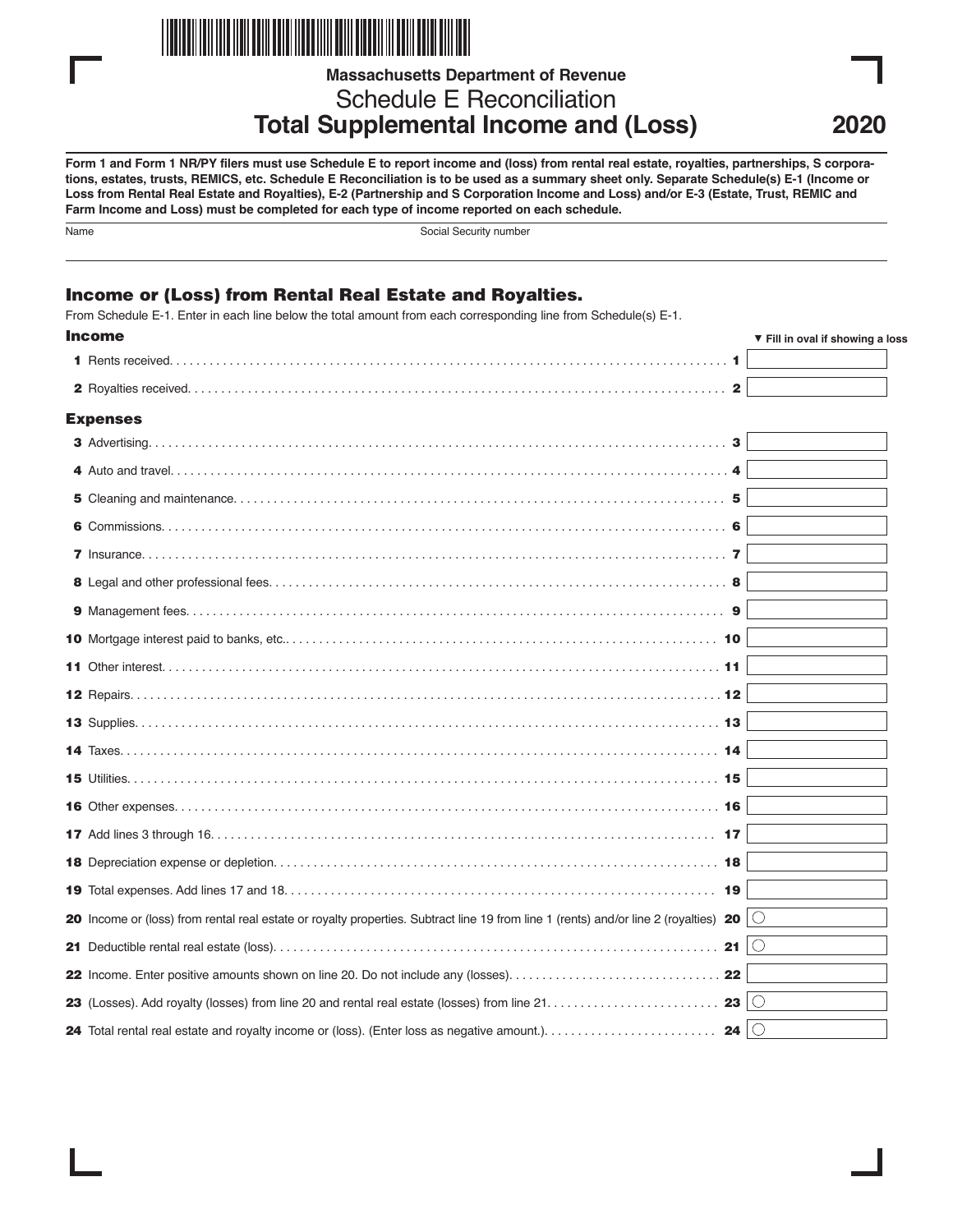Massachusetts Department of Revenue

# Schedule E Reconciliation
# Total Supplemental Income and (Loss)

2020

**Form 1 and Form 1 NR/PY filers must use Schedule E to report income and (loss) from rental real estate, royalties, partnerships, S corporations, estates, trusts, REMICS, etc. Schedule E Reconciliation is to be used as a summary sheet only. Separate Schedule(s) E-1 (Income or Loss from Rental Real Estate and Royalties), E-2 (Partnership and S Corporation Income and Loss) and/or E-3 (Estate, Trust, REMIC and Farm Income and Loss) must be completed for each type of income reported on each schedule.**

Name | Social Security number

## Income or (Loss) from Rental Real Estate and Royalties.

From Schedule E-1. Enter in each line below the total amount from each corresponding line from Schedule(s) E-1.

### Income

▼ Fill in oval if showing a loss

**1** Rents received. . . . . 1

**2** Royalties received. . . . . 2

### Expenses

**3** Advertising. . . . . 3

**4** Auto and travel. . . . . 4

**5** Cleaning and maintenance. . . . . 5

**6** Commissions. . . . . 6

**7** Insurance. . . . . 7

**8** Legal and other professional fees. . . . . 8

**9** Management fees. . . . . 9

**10** Mortgage interest paid to banks, etc.. . . . . 10

**11** Other interest. . . . . 11

**12** Repairs. . . . . 12

**13** Supplies. . . . . 13

**14** Taxes. . . . . 14

**15** Utilities. . . . . 15

**16** Other expenses. . . . . 16

**17** Add lines 3 through 16. . . . . 17

**18** Depreciation expense or depletion. . . . . 18

**19** Total expenses. Add lines 17 and 18. . . . . 19

**20** Income or (loss) from rental real estate or royalty properties. Subtract line 19 from line 1 (rents) and/or line 2 (royalties) 20 ○

**21** Deductible rental real estate (loss). . . . . 21 ○

**22** Income. Enter positive amounts shown on line 20. Do not include any (losses). . . . . 22

**23** (Losses). Add royalty (losses) from line 20 and rental real estate (losses) from line 21. . . . . 23 ○

**24** Total rental real estate and royalty income or (loss). (Enter loss as negative amount.). . . . . 24 ○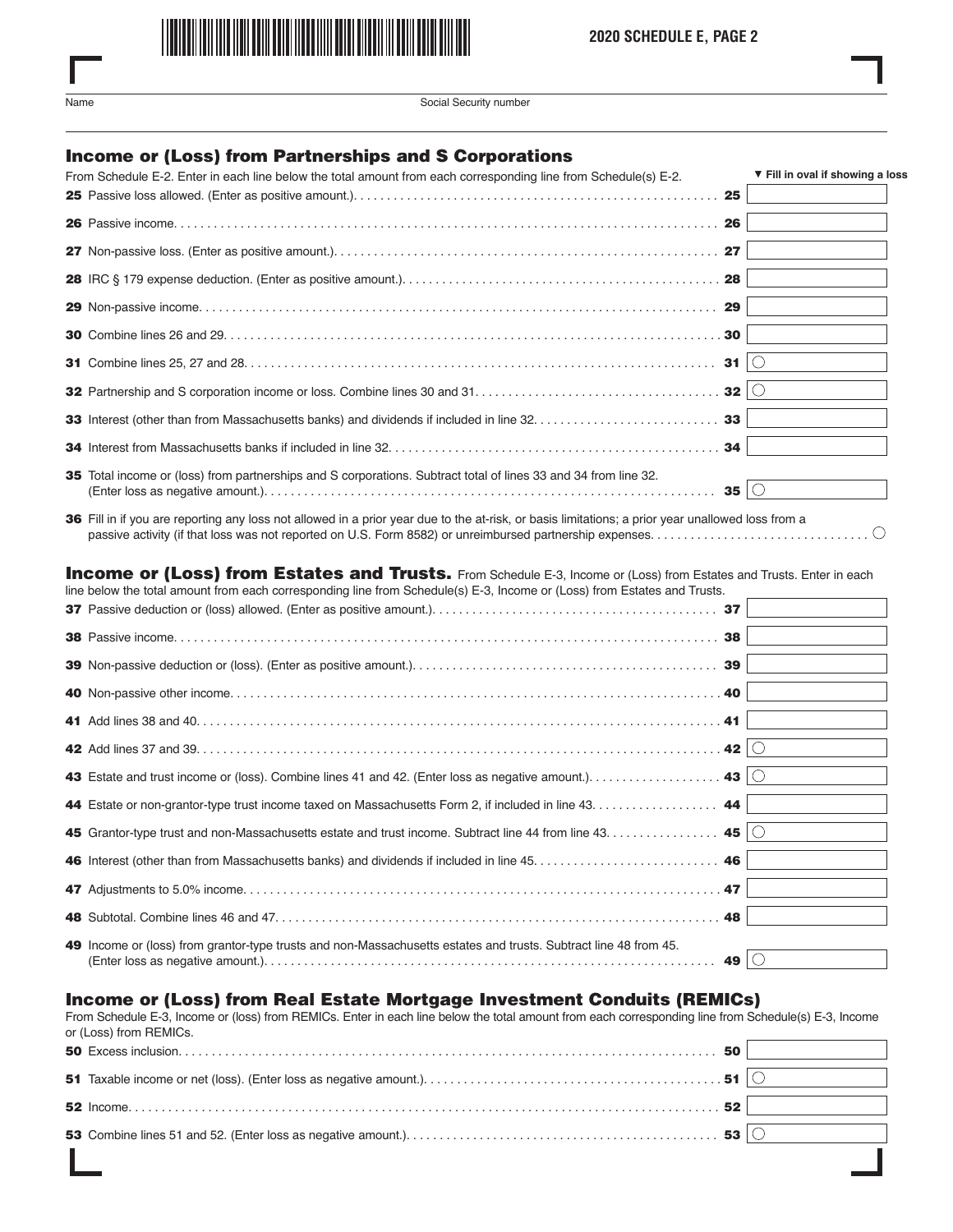2020 SCHEDULE E, PAGE 2

Name | Social Security number

## Income or (Loss) from Partnerships and S Corporations

From Schedule E-2. Enter in each line below the total amount from each corresponding line from Schedule(s) E-2.

▼ Fill in oval if showing a loss

| Line | Description | Amount |
|---|---|---|
| 25 | Passive loss allowed. (Enter as positive amount.) | |
| 26 | Passive income | |
| 27 | Non-passive loss. (Enter as positive amount.) | |
| 28 | IRC § 179 expense deduction. (Enter as positive amount.) | |
| 29 | Non-passive income | |
| 30 | Combine lines 26 and 29 | |
| 31 | Combine lines 25, 27 and 28 | ○ |
| 32 | Partnership and S corporation income or loss. Combine lines 30 and 31 | ○ |
| 33 | Interest (other than from Massachusetts banks) and dividends if included in line 32 | |
| 34 | Interest from Massachusetts banks if included in line 32 | |
| 35 | Total income or (loss) from partnerships and S corporations. Subtract total of lines 33 and 34 from line 32. (Enter loss as negative amount.) | ○ |

**36** Fill in if you are reporting any loss not allowed in a prior year due to the at-risk, or basis limitations; a prior year unallowed loss from a passive activity (if that loss was not reported on U.S. Form 8582) or unreimbursed partnership expenses ○

## Income or (Loss) from Estates and Trusts.

From Schedule E-3, Income or (Loss) from Estates and Trusts. Enter in each line below the total amount from each corresponding line from Schedule(s) E-3, Income or (Loss) from Estates and Trusts.

| Line | Description | Amount |
|---|---|---|
| 37 | Passive deduction or (loss) allowed. (Enter as positive amount.) | |
| 38 | Passive income | |
| 39 | Non-passive deduction or (loss). (Enter as positive amount.) | |
| 40 | Non-passive other income | |
| 41 | Add lines 38 and 40 | |
| 42 | Add lines 37 and 39 | ○ |
| 43 | Estate and trust income or (loss). Combine lines 41 and 42. (Enter loss as negative amount.) | ○ |
| 44 | Estate or non-grantor-type trust income taxed on Massachusetts Form 2, if included in line 43 | |
| 45 | Grantor-type trust and non-Massachusetts estate and trust income. Subtract line 44 from line 43 | ○ |
| 46 | Interest (other than from Massachusetts banks) and dividends if included in line 45 | |
| 47 | Adjustments to 5.0% income | |
| 48 | Subtotal. Combine lines 46 and 47 | |
| 49 | Income or (loss) from grantor-type trusts and non-Massachusetts estates and trusts. Subtract line 48 from 45. (Enter loss as negative amount.) | ○ |

## Income or (Loss) from Real Estate Mortgage Investment Conduits (REMICs)

From Schedule E-3, Income or (Loss) from REMICs. Enter in each line below the total amount from each corresponding line from Schedule(s) E-3, Income or (Loss) from REMICs.

| Line | Description | Amount |
|---|---|---|
| 50 | Excess inclusion | |
| 51 | Taxable income or net (loss). (Enter loss as negative amount.) | ○ |
| 52 | Income | |
| 53 | Combine lines 51 and 52. (Enter loss as negative amount.) | ○ |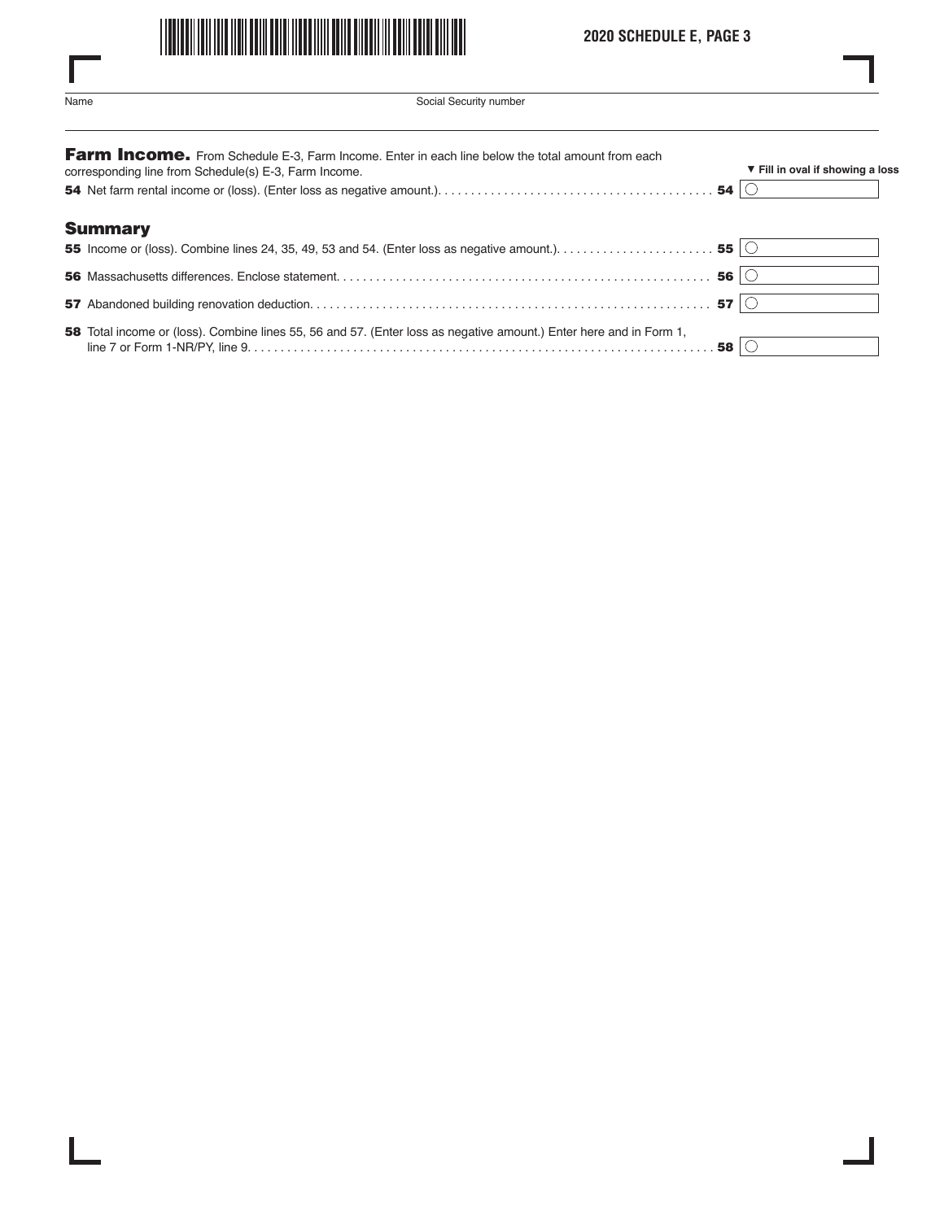Name | Social Security number

## Farm Income.

From Schedule E-3, Farm Income. Enter in each line below the total amount from each corresponding line from Schedule(s) E-3, Farm Income.

▼ Fill in oval if showing a loss

**54** Net farm rental income or (loss). (Enter loss as negative amount.) . . . . . . . . . . **54** ○

## Summary

**55** Income or (loss). Combine lines 24, 35, 49, 53 and 54. (Enter loss as negative amount.) . . . . . . . . . . **55** ○

**56** Massachusetts differences. Enclose statement. . . . . . . . . . . **56** ○

**57** Abandoned building renovation deduction. . . . . . . . . . . **57** ○

**58** Total income or (loss). Combine lines 55, 56 and 57. (Enter loss as negative amount.) Enter here and in Form 1, line 7 or Form 1-NR/PY, line 9. . . . . . . . . . . **58** ○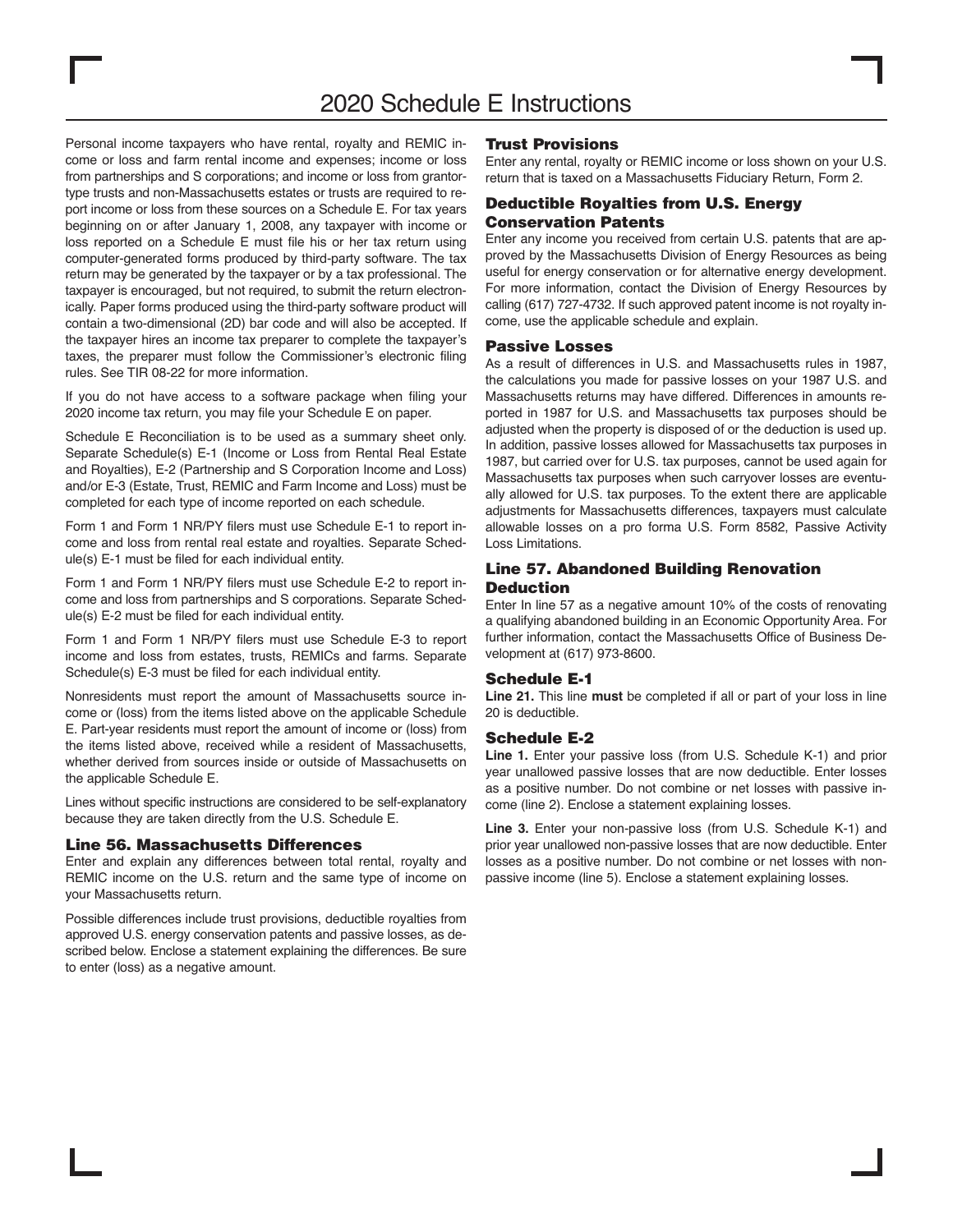# 2020 Schedule E Instructions

Personal income taxpayers who have rental, royalty and REMIC income or loss and farm rental income and expenses; income or loss from partnerships and S corporations; and income or loss from grantor-type trusts and non-Massachusetts estates or trusts are required to report income or loss from these sources on a Schedule E. For tax years beginning on or after January 1, 2008, any taxpayer with income or loss reported on a Schedule E must file his or her tax return using computer-generated forms produced by third-party software. The tax return may be generated by the taxpayer or by a tax professional. The taxpayer is encouraged, but not required, to submit the return electronically. Paper forms produced using the third-party software product will contain a two-dimensional (2D) bar code and will also be accepted. If the taxpayer hires an income tax preparer to complete the taxpayer's taxes, the preparer must follow the Commissioner's electronic filing rules. See TIR 08-22 for more information.

If you do not have access to a software package when filing your 2020 income tax return, you may file your Schedule E on paper.

Schedule E Reconciliation is to be used as a summary sheet only. Separate Schedule(s) E-1 (Income or Loss from Rental Real Estate and Royalties), E-2 (Partnership and S Corporation Income and Loss) and/or E-3 (Estate, Trust, REMIC and Farm Income and Loss) must be completed for each type of income reported on each schedule.

Form 1 and Form 1 NR/PY filers must use Schedule E-1 to report income and loss from rental real estate and royalties. Separate Schedule(s) E-1 must be filed for each individual entity.

Form 1 and Form 1 NR/PY filers must use Schedule E-2 to report income and loss from partnerships and S corporations. Separate Schedule(s) E-2 must be filed for each individual entity.

Form 1 and Form 1 NR/PY filers must use Schedule E-3 to report income and loss from estates, trusts, REMICs and farms. Separate Schedule(s) E-3 must be filed for each individual entity.

Nonresidents must report the amount of Massachusetts source income or (loss) from the items listed above on the applicable Schedule E. Part-year residents must report the amount of income or (loss) from the items listed above, received while a resident of Massachusetts, whether derived from sources inside or outside of Massachusetts on the applicable Schedule E.

Lines without specific instructions are considered to be self-explanatory because they are taken directly from the U.S. Schedule E.

### Line 56. Massachusetts Differences

Enter and explain any differences between total rental, royalty and REMIC income on the U.S. return and the same type of income on your Massachusetts return.

Possible differences include trust provisions, deductible royalties from approved U.S. energy conservation patents and passive losses, as described below. Enclose a statement explaining the differences. Be sure to enter (loss) as a negative amount.

### Trust Provisions

Enter any rental, royalty or REMIC income or loss shown on your U.S. return that is taxed on a Massachusetts Fiduciary Return, Form 2.

### Deductible Royalties from U.S. Energy Conservation Patents

Enter any income you received from certain U.S. patents that are approved by the Massachusetts Division of Energy Resources as being useful for energy conservation or for alternative energy development. For more information, contact the Division of Energy Resources by calling (617) 727-4732. If such approved patent income is not royalty income, use the applicable schedule and explain.

### Passive Losses

As a result of differences in U.S. and Massachusetts rules in 1987, the calculations you made for passive losses on your 1987 U.S. and Massachusetts returns may have differed. Differences in amounts reported in 1987 for U.S. and Massachusetts tax purposes should be adjusted when the property is disposed of or the deduction is used up. In addition, passive losses allowed for Massachusetts tax purposes in 1987, but carried over for U.S. tax purposes, cannot be used again for Massachusetts tax purposes when such carryover losses are eventually allowed for U.S. tax purposes. To the extent there are applicable adjustments for Massachusetts differences, taxpayers must calculate allowable losses on a pro forma U.S. Form 8582, Passive Activity Loss Limitations.

### Line 57. Abandoned Building Renovation Deduction

Enter In line 57 as a negative amount 10% of the costs of renovating a qualifying abandoned building in an Economic Opportunity Area. For further information, contact the Massachusetts Office of Business Development at (617) 973-8600.

### Schedule E-1

**Line 21.** This line **must** be completed if all or part of your loss in line 20 is deductible.

### Schedule E-2

**Line 1.** Enter your passive loss (from U.S. Schedule K-1) and prior year unallowed passive losses that are now deductible. Enter losses as a positive number. Do not combine or net losses with passive income (line 2). Enclose a statement explaining losses.

**Line 3.** Enter your non-passive loss (from U.S. Schedule K-1) and prior year unallowed non-passive losses that are now deductible. Enter losses as a positive number. Do not combine or net losses with non-passive income (line 5). Enclose a statement explaining losses.